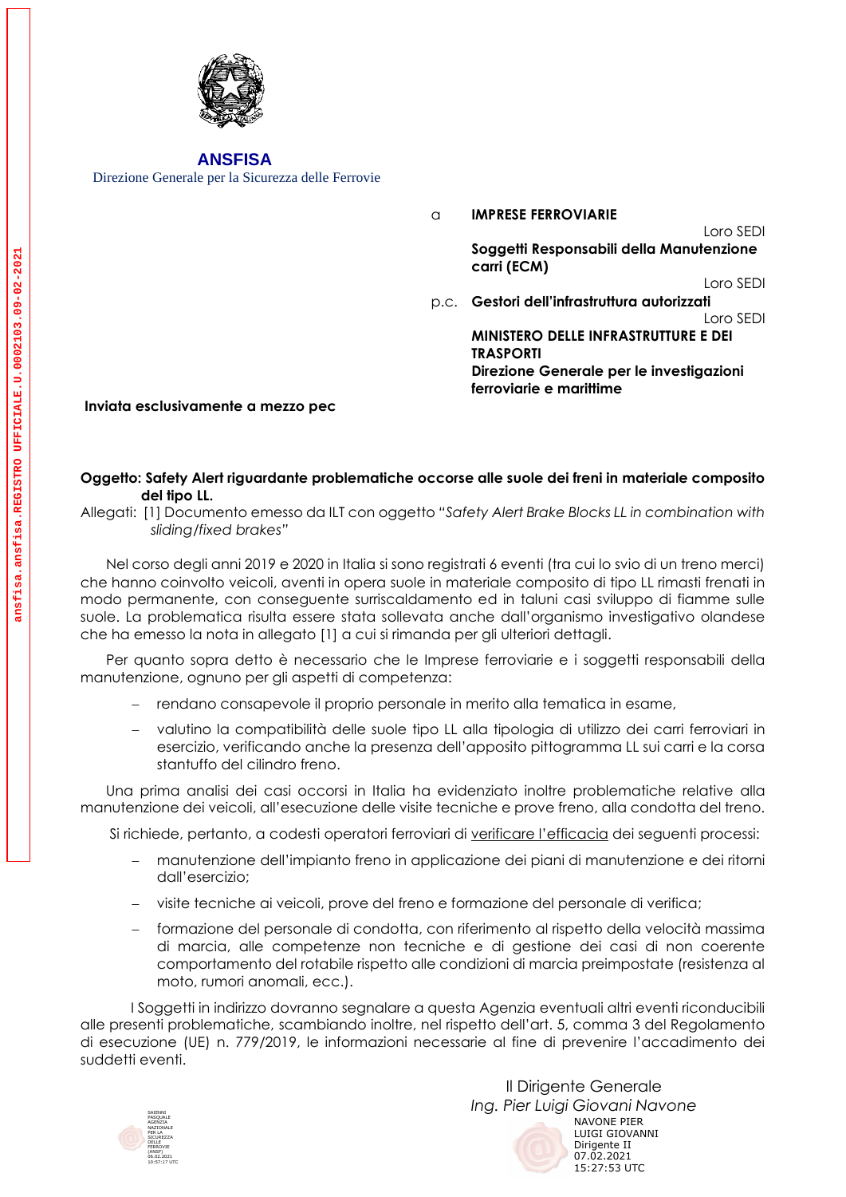**ANSFISA**
Direzione Generale per la Sicurezza delle Ferrovie

a **IMPRESE FERROVIARIE**
Loro SEDI

**Soggetti Responsabili della Manutenzione carri (ECM)**
Loro SEDI

p.c. **Gestori dell'infrastruttura autorizzati**
Loro SEDI

**MINISTERO DELLE INFRASTRUTTURE E DEI TRASPORTI**
**Direzione Generale per le investigazioni ferroviarie e marittime**

**Inviata esclusivamente a mezzo pec**

**Oggetto: Safety Alert riguardante problematiche occorse alle suole dei freni in materiale composito del tipo LL.**

Allegati: [1] Documento emesso da ILT con oggetto *"Safety Alert Brake Blocks LL in combination with sliding/fixed brakes"*

Nel corso degli anni 2019 e 2020 in Italia si sono registrati 6 eventi (tra cui lo svio di un treno merci) che hanno coinvolto veicoli, aventi in opera suole in materiale composito di tipo LL rimasti frenati in modo permanente, con conseguente surriscaldamento ed in taluni casi sviluppo di fiamme sulle suole. La problematica risulta essere stata sollevata anche dall'organismo investigativo olandese che ha emesso la nota in allegato [1] a cui si rimanda per gli ulteriori dettagli.

Per quanto sopra detto è necessario che le Imprese ferroviarie e i soggetti responsabili della manutenzione, ognuno per gli aspetti di competenza:

- rendano consapevole il proprio personale in merito alla tematica in esame,
- valutino la compatibilità delle suole tipo LL alla tipologia di utilizzo dei carri ferroviari in esercizio, verificando anche la presenza dell'apposito pittogramma LL sui carri e la corsa stantuffo del cilindro freno.

Una prima analisi dei casi occorsi in Italia ha evidenziato inoltre problematiche relative alla manutenzione dei veicoli, all'esecuzione delle visite tecniche e prove freno, alla condotta del treno.

Si richiede, pertanto, a codesti operatori ferroviari di verificare l'efficacia dei seguenti processi:

- manutenzione dell'impianto freno in applicazione dei piani di manutenzione e dei ritorni dall'esercizio;
- visite tecniche ai veicoli, prove del freno e formazione del personale di verifica;
- formazione del personale di condotta, con riferimento al rispetto della velocità massima di marcia, alle competenze non tecniche e di gestione dei casi di non coerente comportamento del rotabile rispetto alle condizioni di marcia preimpostate (resistenza al moto, rumori anomali, ecc.).

I Soggetti in indirizzo dovranno segnalare a questa Agenzia eventuali altri eventi riconducibili alle presenti problematiche, scambiando inoltre, nel rispetto dell'art. 5, comma 3 del Regolamento di esecuzione (UE) n. 779/2019, le informazioni necessarie al fine di prevenire l'accadimento dei suddetti eventi.

Il Dirigente Generale
*Ing. Pier Luigi Giovani Navone*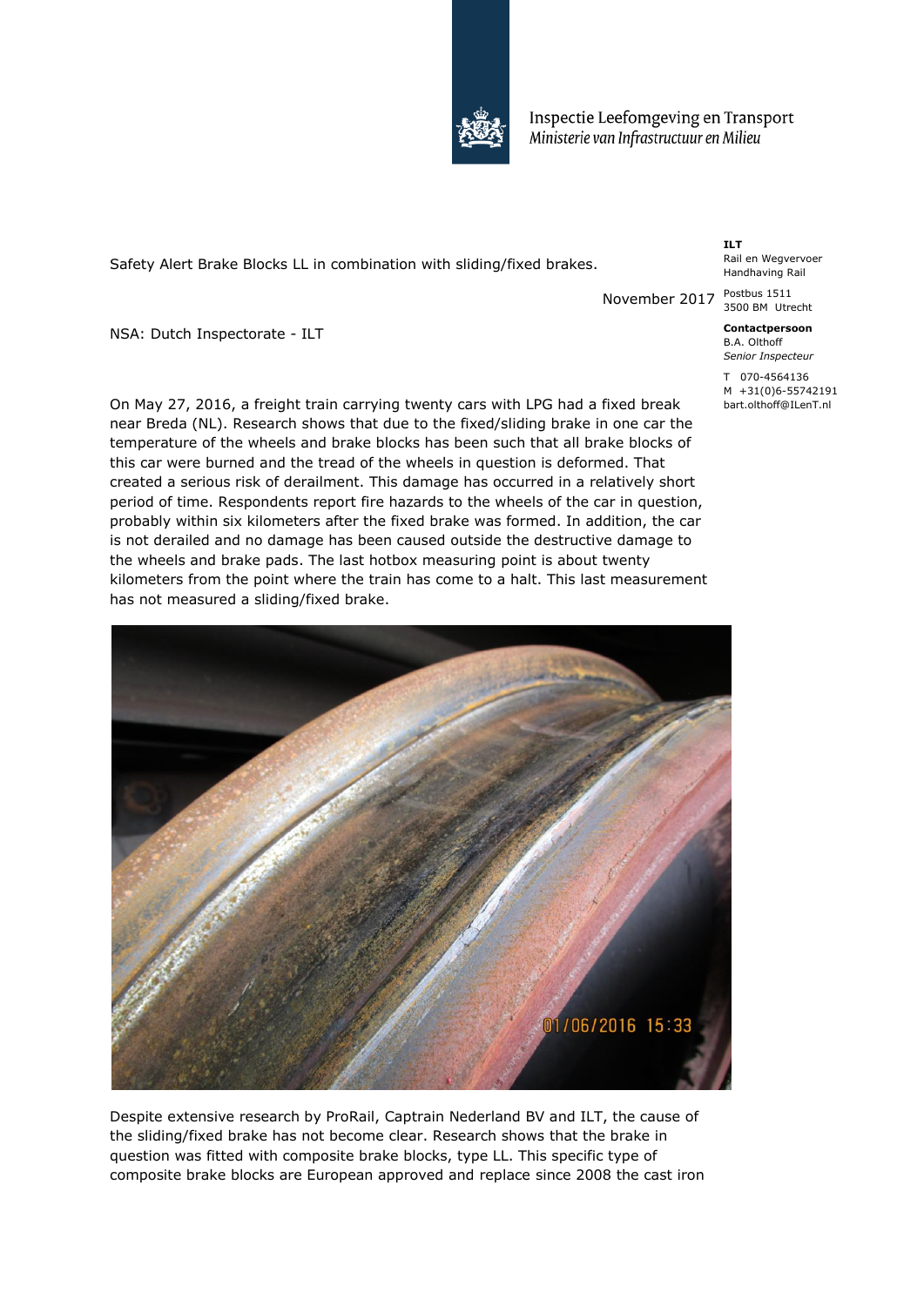Inspectie Leefomgeving en Transport
*Ministerie van Infrastructuur en Milieu*

**ILT**
Rail en Wegvervoer
Handhaving Rail

Postbus 1511
3500 BM Utrecht

**Contactpersoon**
B.A. Olthoff
*Senior Inspecteur*

T 070-4564136
M +31(0)6-55742191
bart.olthoff@ILenT.nl

Safety Alert Brake Blocks LL in combination with sliding/fixed brakes.

November 2017

NSA: Dutch Inspectorate - ILT

On May 27, 2016, a freight train carrying twenty cars with LPG had a fixed break near Breda (NL). Research shows that due to the fixed/sliding brake in one car the temperature of the wheels and brake blocks has been such that all brake blocks of this car were burned and the tread of the wheels in question is deformed. That created a serious risk of derailment. This damage has occurred in a relatively short period of time. Respondents report fire hazards to the wheels of the car in question, probably within six kilometers after the fixed brake was formed. In addition, the car is not derailed and no damage has been caused outside the destructive damage to the wheels and brake pads. The last hotbox measuring point is about twenty kilometers from the point where the train has come to a halt. This last measurement has not measured a sliding/fixed brake.

Despite extensive research by ProRail, Captrain Nederland BV and ILT, the cause of the sliding/fixed brake has not become clear. Research shows that the brake in question was fitted with composite brake blocks, type LL. This specific type of composite brake blocks are European approved and replace since 2008 the cast iron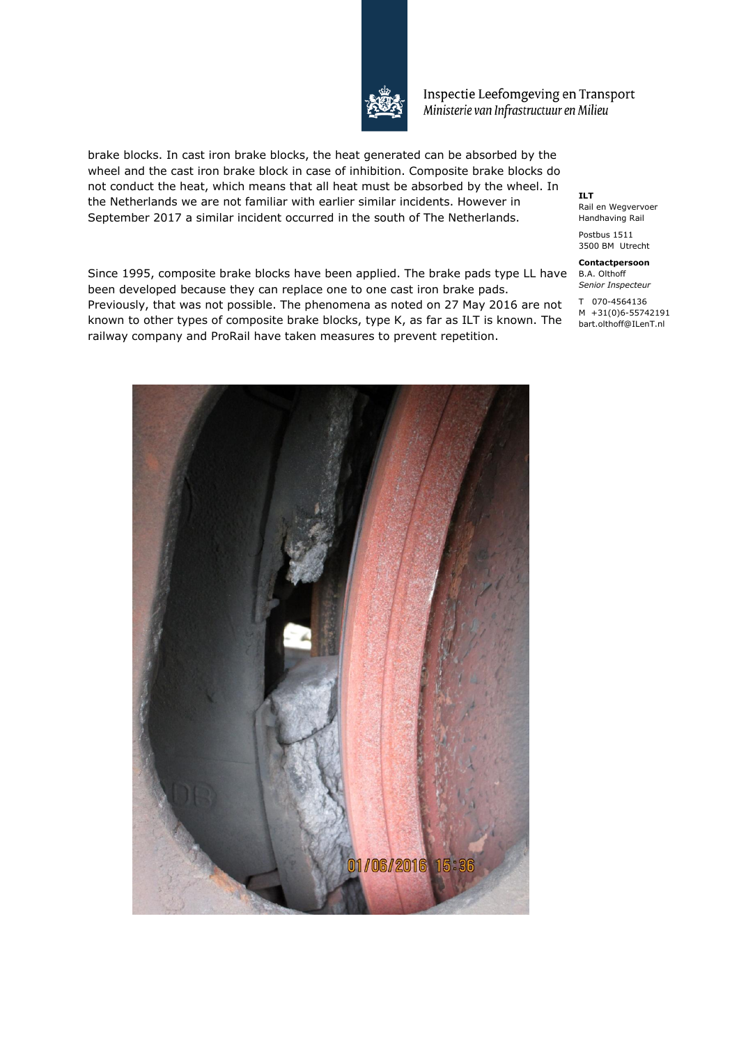brake blocks. In cast iron brake blocks, the heat generated can be absorbed by the wheel and the cast iron brake block in case of inhibition. Composite brake blocks do not conduct the heat, which means that all heat must be absorbed by the wheel. In the Netherlands we are not familiar with earlier similar incidents. However in September 2017 a similar incident occurred in the south of The Netherlands.

Since 1995, composite brake blocks have been applied. The brake pads type LL have been developed because they can replace one to one cast iron brake pads. Previously, that was not possible. The phenomena as noted on 27 May 2016 are not known to other types of composite brake blocks, type K, as far as ILT is known. The railway company and ProRail have taken measures to prevent repetition.

**ILT**
Rail en Wegvervoer
Handhaving Rail

Postbus 1511
3500 BM Utrecht

**Contactpersoon**
B.A. Olthoff
*Senior Inspecteur*

T 070-4564136
M +31(0)6-55742191
bart.olthoff@ILenT.nl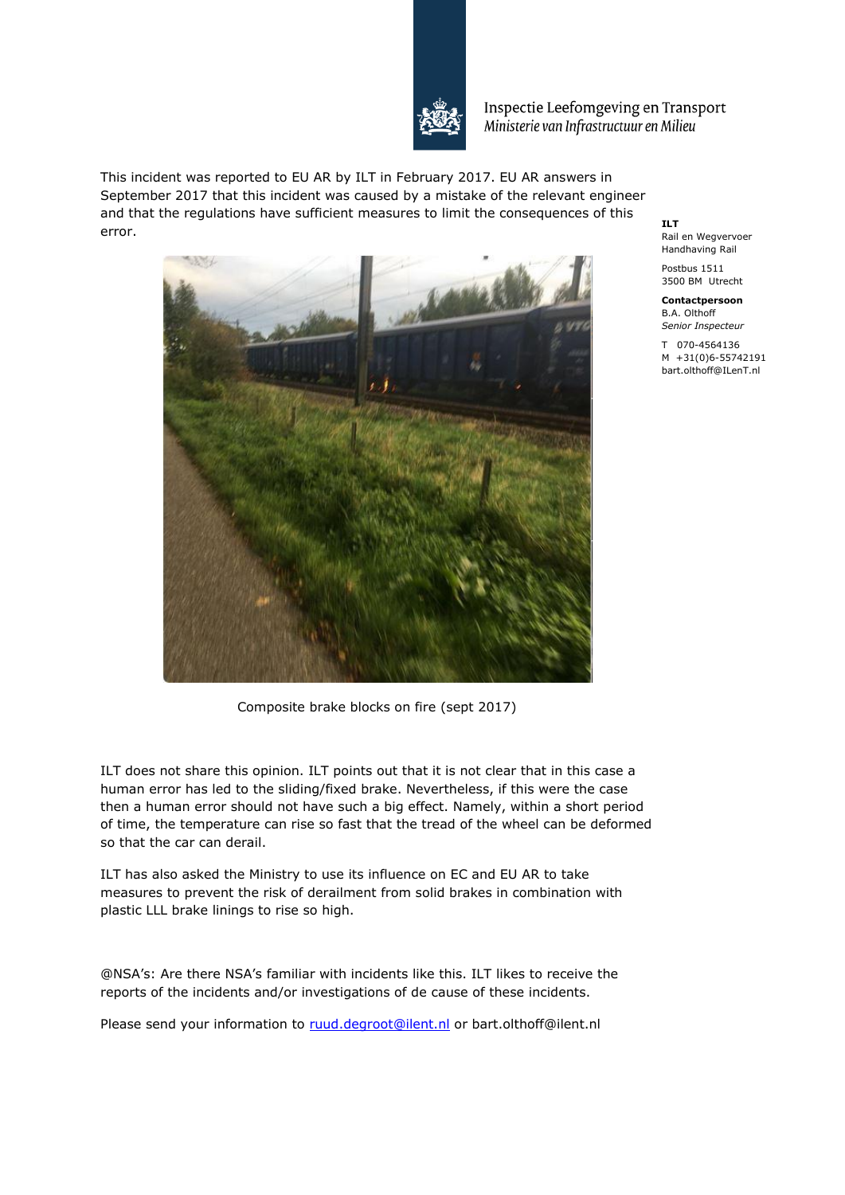This incident was reported to EU AR by ILT in February 2017. EU AR answers in September 2017 that this incident was caused by a mistake of the relevant engineer and that the regulations have sufficient measures to limit the consequences of this error.

**ILT**
Rail en Wegvervoer
Handhaving Rail

Postbus 1511
3500 BM Utrecht

**Contactpersoon**
B.A. Olthoff
*Senior Inspecteur*

T 070-4564136
M +31(0)6-55742191
bart.olthoff@ILenT.nl

Composite brake blocks on fire (sept 2017)

ILT does not share this opinion. ILT points out that it is not clear that in this case a human error has led to the sliding/fixed brake. Nevertheless, if this were the case then a human error should not have such a big effect. Namely, within a short period of time, the temperature can rise so fast that the tread of the wheel can be deformed so that the car can derail.

ILT has also asked the Ministry to use its influence on EC and EU AR to take measures to prevent the risk of derailment from solid brakes in combination with plastic LLL brake linings to rise so high.

@NSA's: Are there NSA's familiar with incidents like this. ILT likes to receive the reports of the incidents and/or investigations of de cause of these incidents.

Please send your information to ruud.degroot@ilent.nl or bart.olthoff@ilent.nl